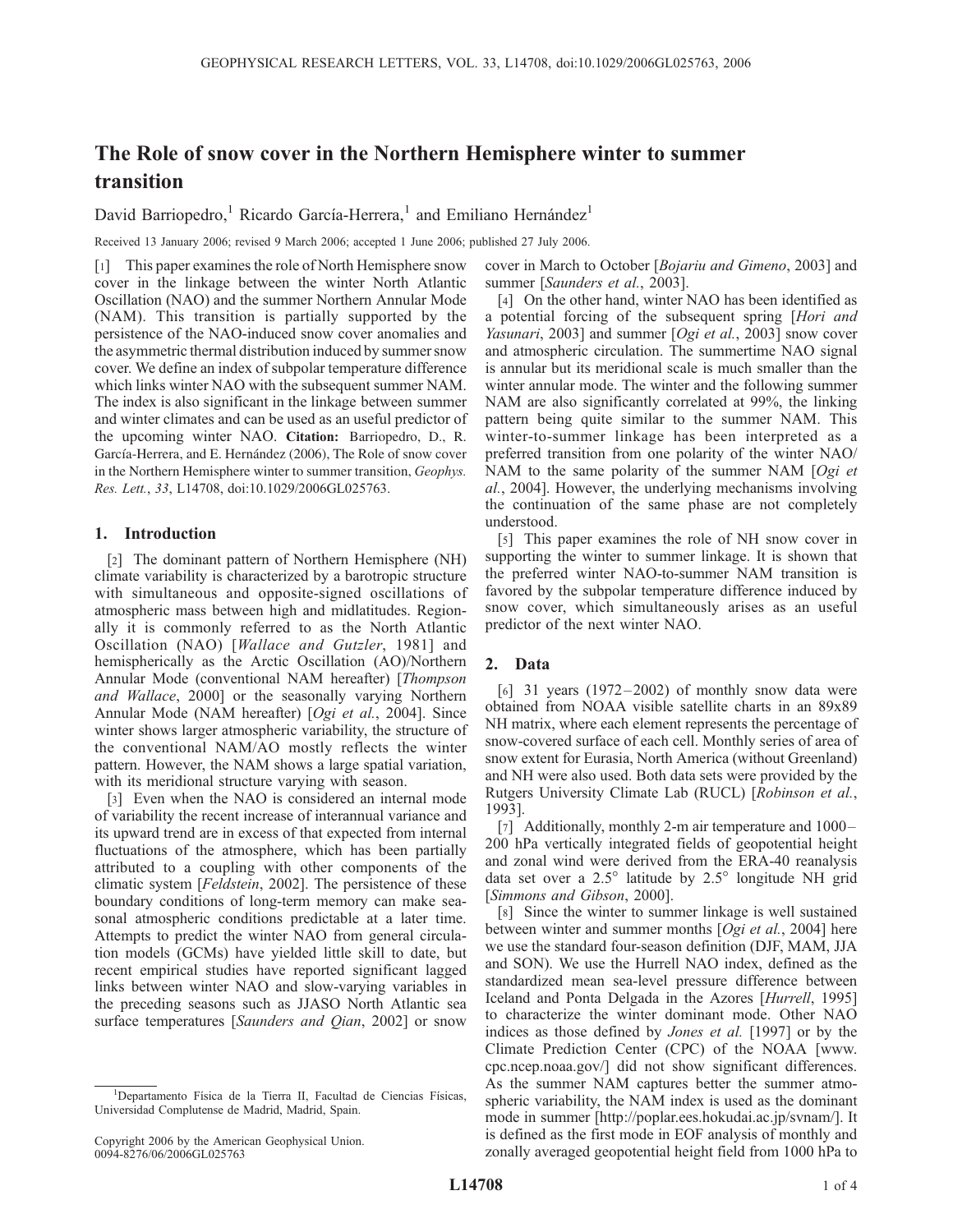# The Role of snow cover in the Northern Hemisphere winter to summer transition

David Barriopedro,[1] Ricardo García-Herrera,[1] and Emiliano Hernández[1]

Received 13 January 2006; revised 9 March 2006; accepted 1 June 2006; published 27 July 2006.

[1] This paper examines the role of North Hemisphere snow cover in the linkage between the winter North Atlantic Oscillation (NAO) and the summer Northern Annular Mode (NAM). This transition is partially supported by the persistence of the NAO-induced snow cover anomalies and the asymmetric thermal distribution induced by summer snow cover. We define an index of subpolar temperature difference which links winter NAO with the subsequent summer NAM. The index is also significant in the linkage between summer and winter climates and can be used as an useful predictor of the upcoming winter NAO. **Citation:** Barriopedro, D., R. García-Herrera, and E. Hernández (2006), The Role of snow cover in the Northern Hemisphere winter to summer transition, *Geophys. Res. Lett.*, *33*, L14708, doi:10.1029/2006GL025763.

## 1. Introduction

[2] The dominant pattern of Northern Hemisphere (NH) climate variability is characterized by a barotropic structure with simultaneous and opposite-signed oscillations of atmospheric mass between high and midlatitudes. Regionally it is commonly referred to as the North Atlantic Oscillation (NAO) [*Wallace and Gutzler*, 1981] and hemispherically as the Arctic Oscillation (AO)/Northern Annular Mode (conventional NAM hereafter) [*Thompson and Wallace*, 2000] or the seasonally varying Northern Annular Mode (NAM hereafter) [*Ogi et al.*, 2004]. Since winter shows larger atmospheric variability, the structure of the conventional NAM/AO mostly reflects the winter pattern. However, the NAM shows a large spatial variation, with its meridional structure varying with season.

[3] Even when the NAO is considered an internal mode of variability the recent increase of interannual variance and its upward trend are in excess of that expected from internal fluctuations of the atmosphere, which has been partially attributed to a coupling with other components of the climatic system [*Feldstein*, 2002]. The persistence of these boundary conditions of long-term memory can make seasonal atmospheric conditions predictable at a later time. Attempts to predict the winter NAO from general circulation models (GCMs) have yielded little skill to date, but recent empirical studies have reported significant lagged links between winter NAO and slow-varying variables in the preceding seasons such as JJASO North Atlantic sea surface temperatures [*Saunders and Qian*, 2002] or snow cover in March to October [*Bojariu and Gimeno*, 2003] and summer [*Saunders et al.*, 2003].

[4] On the other hand, winter NAO has been identified as a potential forcing of the subsequent spring [*Hori and Yasunari*, 2003] and summer [*Ogi et al.*, 2003] snow cover and atmospheric circulation. The summertime NAO signal is annular but its meridional scale is much smaller than the winter annular mode. The winter and the following summer NAM are also significantly correlated at 99%, the linking pattern being quite similar to the summer NAM. This winter-to-summer linkage has been interpreted as a preferred transition from one polarity of the winter NAO/NAM to the same polarity of the summer NAM [*Ogi et al.*, 2004]. However, the underlying mechanisms involving the continuation of the same phase are not completely understood.

[5] This paper examines the role of NH snow cover in supporting the winter to summer linkage. It is shown that the preferred winter NAO-to-summer NAM transition is favored by the subpolar temperature difference induced by snow cover, which simultaneously arises as an useful predictor of the next winter NAO.

## 2. Data

[6] 31 years (1972–2002) of monthly snow data were obtained from NOAA visible satellite charts in an 89x89 NH matrix, where each element represents the percentage of snow-covered surface of each cell. Monthly series of area of snow extent for Eurasia, North America (without Greenland) and NH were also used. Both data sets were provided by the Rutgers University Climate Lab (RUCL) [*Robinson et al.*, 1993].

[7] Additionally, monthly 2-m air temperature and 1000–200 hPa vertically integrated fields of geopotential height and zonal wind were derived from the ERA-40 reanalysis data set over a 2.5° latitude by 2.5° longitude NH grid [*Simmons and Gibson*, 2000].

[8] Since the winter to summer linkage is well sustained between winter and summer months [*Ogi et al.*, 2004] here we use the standard four-season definition (DJF, MAM, JJA and SON). We use the Hurrell NAO index, defined as the standardized mean sea-level pressure difference between Iceland and Ponta Delgada in the Azores [*Hurrell*, 1995] to characterize the winter dominant mode. Other NAO indices as those defined by *Jones et al.* [1997] or by the Climate Prediction Center (CPC) of the NOAA [www.cpc.ncep.noaa.gov/] did not show significant differences. As the summer NAM captures better the summer atmospheric variability, the NAM index is used as the dominant mode in summer [http://poplar.ees.hokudai.ac.jp/svnam/]. It is defined as the first mode in EOF analysis of monthly and zonally averaged geopotential height field from 1000 hPa to

[1] Departamento Física de la Tierra II, Facultad de Ciencias Físicas, Universidad Complutense de Madrid, Madrid, Spain.

Copyright 2006 by the American Geophysical Union.
0094-8276/06/2006GL025763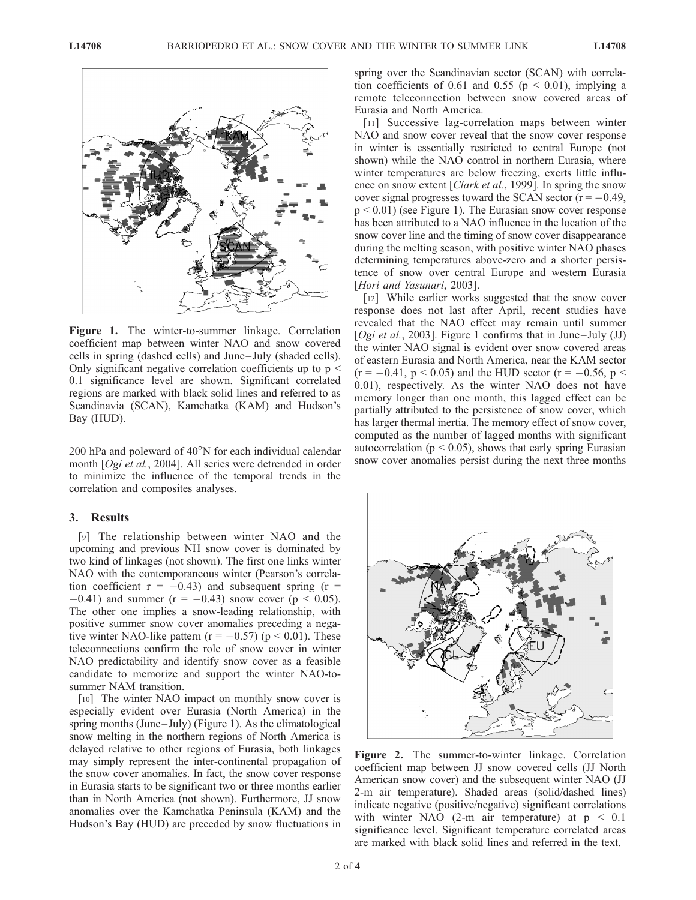Figure 1. The winter-to-summer linkage. Correlation coefficient map between winter NAO and snow covered cells in spring (dashed cells) and June–July (shaded cells). Only significant negative correlation coefficients up to $p < 0.1$ significance level are shown. Significant correlated regions are marked with black solid lines and referred to as Scandinavia (SCAN), Kamchatka (KAM) and Hudson's Bay (HUD).

200 hPa and poleward of 40°N for each individual calendar month [*Ogi et al.*, 2004]. All series were detrended in order to minimize the influence of the temporal trends in the correlation and composites analyses.

## 3. Results

[9] The relationship between winter NAO and the upcoming and previous NH snow cover is dominated by two kind of linkages (not shown). The first one links winter NAO with the contemporaneous winter (Pearson's correlation coefficient $r = -0.43$) and subsequent spring ($r = -0.41$) and summer ($r = -0.43$) snow cover ($p < 0.05$). The other one implies a snow-leading relationship, with positive summer snow cover anomalies preceding a negative winter NAO-like pattern ($r = -0.57$) ($p < 0.01$). These teleconnections confirm the role of snow cover in winter NAO predictability and identify snow cover as a feasible candidate to memorize and support the winter NAO-to-summer NAM transition.

[10] The winter NAO impact on monthly snow cover is especially evident over Eurasia (North America) in the spring months (June–July) (Figure 1). As the climatological snow melting in the northern regions of North America is delayed relative to other regions of Eurasia, both linkages may simply represent the inter-continental propagation of the snow cover anomalies. In fact, the snow cover response in Eurasia starts to be significant two or three months earlier than in North America (not shown). Furthermore, JJ snow anomalies over the Kamchatka Peninsula (KAM) and the Hudson's Bay (HUD) are preceded by snow fluctuations in spring over the Scandinavian sector (SCAN) with correlation coefficients of 0.61 and 0.55 ($p < 0.01$), implying a remote teleconnection between snow covered areas of Eurasia and North America.

[11] Successive lag-correlation maps between winter NAO and snow cover reveal that the snow cover response in winter is essentially restricted to central Europe (not shown) while the NAO control in northern Eurasia, where winter temperatures are below freezing, exerts little influence on snow extent [*Clark et al.*, 1999]. In spring the snow cover signal progresses toward the SCAN sector ($r = -0.49$, $p < 0.01$) (see Figure 1). The Eurasian snow cover response has been attributed to a NAO influence in the location of the snow cover line and the timing of snow cover disappearance during the melting season, with positive winter NAO phases determining temperatures above-zero and a shorter persistence of snow over central Europe and western Eurasia [*Hori and Yasunari*, 2003].

[12] While earlier works suggested that the snow cover response does not last after April, recent studies have revealed that the NAO effect may remain until summer [*Ogi et al.*, 2003]. Figure 1 confirms that in June–July (JJ) the winter NAO signal is evident over snow covered areas of eastern Eurasia and North America, near the KAM sector ($r = -0.41$, $p < 0.05$) and the HUD sector ($r = -0.56$, $p < 0.01$), respectively. As the winter NAO does not have memory longer than one month, this lagged effect can be partially attributed to the persistence of snow cover, which has larger thermal inertia. The memory effect of snow cover, computed as the number of lagged months with significant autocorrelation ($p < 0.05$), shows that early spring Eurasian snow cover anomalies persist during the next three months

Figure 2. The summer-to-winter linkage. Correlation coefficient map between JJ snow covered cells (JJ North American snow cover) and the subsequent winter NAO (JJ 2-m air temperature). Shaded areas (solid/dashed lines) indicate negative (positive/negative) significant correlations with winter NAO (2-m air temperature) at $p < 0.1$ significance level. Significant temperature correlated areas are marked with black solid lines and referred in the text.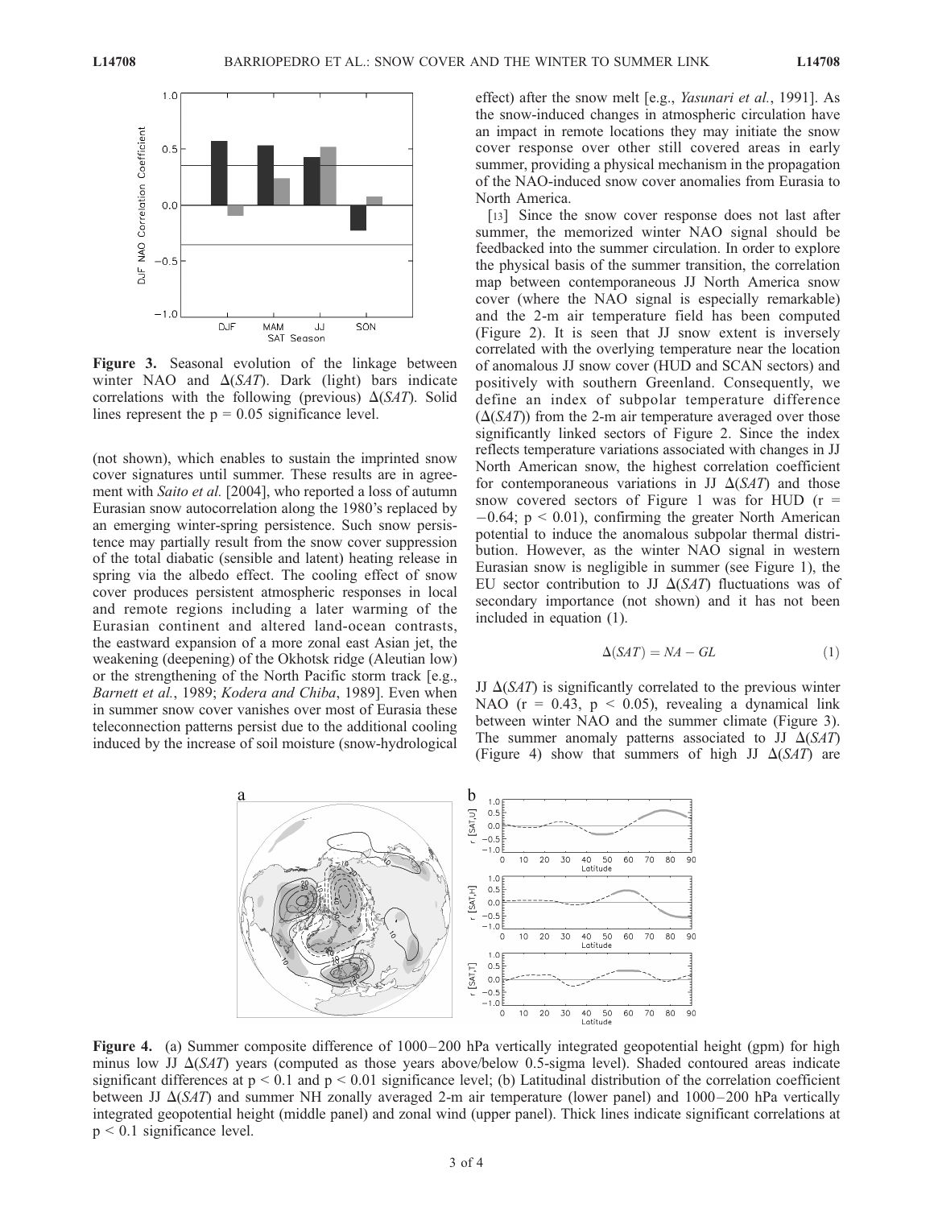Figure 3. Seasonal evolution of the linkage between winter NAO and $\Delta(SAT)$. Dark (light) bars indicate correlations with the following (previous) $\Delta(SAT)$. Solid lines represent the $p = 0.05$ significance level.

(not shown), which enables to sustain the imprinted snow cover signatures until summer. These results are in agreement with *Saito et al.* [2004], who reported a loss of autumn Eurasian snow autocorrelation along the 1980's replaced by an emerging winter-spring persistence. Such snow persistence may partially result from the snow cover suppression of the total diabatic (sensible and latent) heating release in spring via the albedo effect. The cooling effect of snow cover produces persistent atmospheric responses in local and remote regions including a later warming of the Eurasian continent and altered land-ocean contrasts, the eastward expansion of a more zonal east Asian jet, the weakening (deepening) of the Okhotsk ridge (Aleutian low) or the strengthening of the North Pacific storm track [e.g., *Barnett et al.*, 1989; *Kodera and Chiba*, 1989]. Even when in summer snow cover vanishes over most of Eurasia these teleconnection patterns persist due to the additional cooling induced by the increase of soil moisture (snow-hydrological effect) after the snow melt [e.g., *Yasunari et al.*, 1991]. As the snow-induced changes in atmospheric circulation have an impact in remote locations they may initiate the snow cover response over other still covered areas in early summer, providing a physical mechanism in the propagation of the NAO-induced snow cover anomalies from Eurasia to North America.

[13] Since the snow cover response does not last after summer, the memorized winter NAO signal should be feedbacked into the summer circulation. In order to explore the physical basis of the summer transition, the correlation map between contemporaneous JJ North America snow cover (where the NAO signal is especially remarkable) and the 2-m air temperature field has been computed (Figure 2). It is seen that JJ snow extent is inversely correlated with the overlying temperature near the location of anomalous JJ snow cover (HUD and SCAN sectors) and positively with southern Greenland. Consequently, we define an index of subpolar temperature difference ($\Delta(SAT)$) from the 2-m air temperature averaged over those significantly linked sectors of Figure 2. Since the index reflects temperature variations associated with changes in JJ North American snow, the highest correlation coefficient for contemporaneous variations in JJ $\Delta(SAT)$ and those snow covered sectors of Figure 1 was for HUD ($r = -0.64$; $p < 0.01$), confirming the greater North American potential to induce the anomalous subpolar thermal distribution. However, as the winter NAO signal in western Eurasian snow is negligible in summer (see Figure 1), the EU sector contribution to JJ $\Delta(SAT)$ fluctuations was of secondary importance (not shown) and it has not been included in equation (1).

$$\Delta(SAT) = NA - GL \tag{1}$$

JJ $\Delta(SAT)$ is significantly correlated to the previous winter NAO ($r = 0.43$, $p < 0.05$), revealing a dynamical link between winter NAO and the summer climate (Figure 3). The summer anomaly patterns associated to JJ $\Delta(SAT)$ (Figure 4) show that summers of high JJ $\Delta(SAT)$ are

Figure 4. (a) Summer composite difference of 1000–200 hPa vertically integrated geopotential height (gpm) for high minus low JJ $\Delta(SAT)$ years (computed as those years above/below 0.5-sigma level). Shaded contoured areas indicate significant differences at $p < 0.1$ and $p < 0.01$ significance level; (b) Latitudinal distribution of the correlation coefficient between JJ $\Delta(SAT)$ and summer NH zonally averaged 2-m air temperature (lower panel) and 1000–200 hPa vertically integrated geopotential height (middle panel) and zonal wind (upper panel). Thick lines indicate significant correlations at $p < 0.1$ significance level.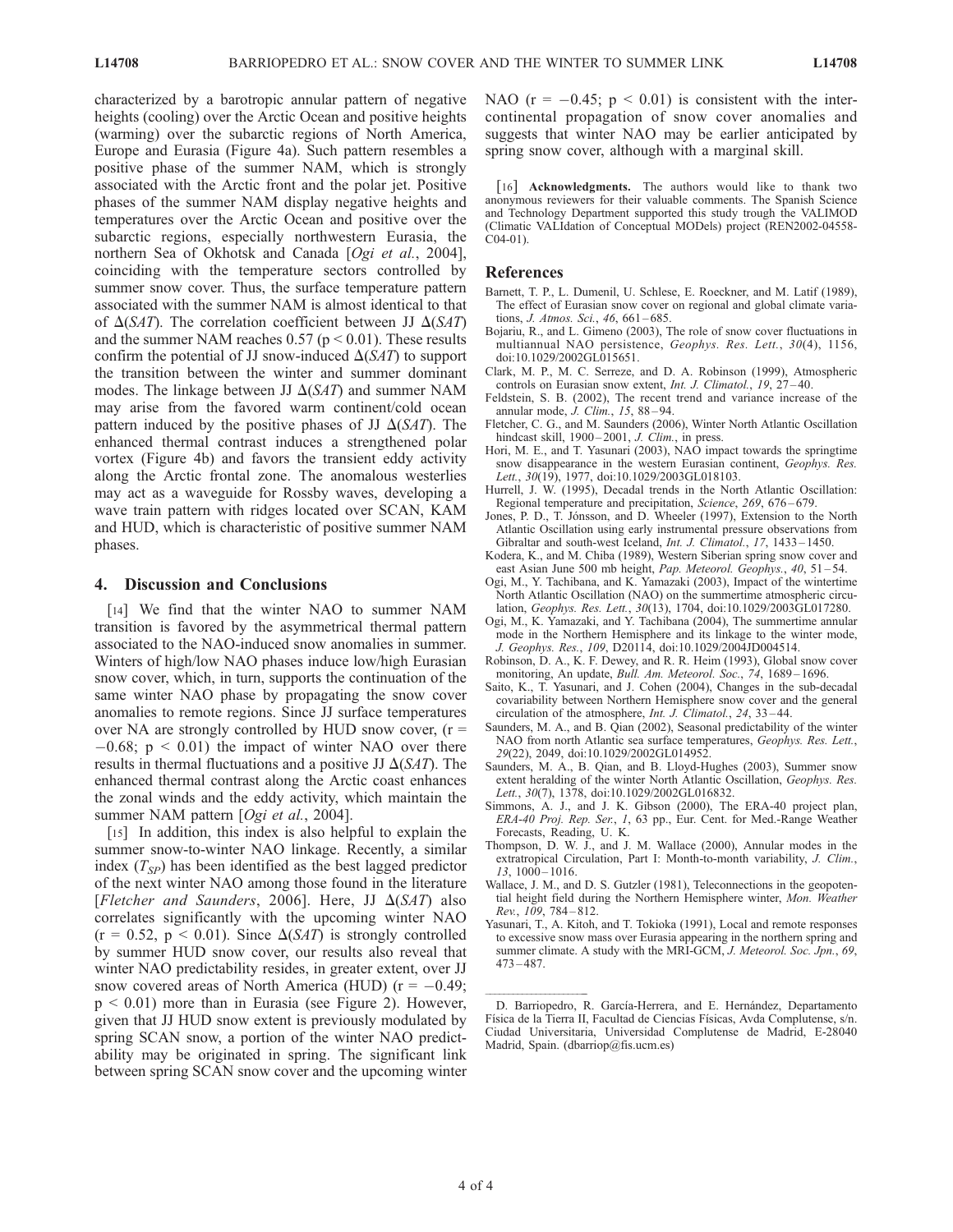characterized by a barotropic annular pattern of negative heights (cooling) over the Arctic Ocean and positive heights (warming) over the subarctic regions of North America, Europe and Eurasia (Figure 4a). Such pattern resembles a positive phase of the summer NAM, which is strongly associated with the Arctic front and the polar jet. Positive phases of the summer NAM display negative heights and temperatures over the Arctic Ocean and positive over the subarctic regions, especially northwestern Eurasia, the northern Sea of Okhotsk and Canada [*Ogi et al.*, 2004], coinciding with the temperature sectors controlled by summer snow cover. Thus, the surface temperature pattern associated with the summer NAM is almost identical to that of $\Delta(SAT)$. The correlation coefficient between JJ $\Delta(SAT)$ and the summer NAM reaches 0.57 ($p < 0.01$). These results confirm the potential of JJ snow-induced $\Delta(SAT)$ to support the transition between the winter and summer dominant modes. The linkage between JJ $\Delta(SAT)$ and summer NAM may arise from the favored warm continent/cold ocean pattern induced by the positive phases of JJ $\Delta(SAT)$. The enhanced thermal contrast induces a strengthened polar vortex (Figure 4b) and favors the transient eddy activity along the Arctic frontal zone. The anomalous westerlies may act as a waveguide for Rossby waves, developing a wave train pattern with ridges located over SCAN, KAM and HUD, which is characteristic of positive summer NAM phases.

## 4. Discussion and Conclusions

[14] We find that the winter NAO to summer NAM transition is favored by the asymmetrical thermal pattern associated to the NAO-induced snow anomalies in summer. Winters of high/low NAO phases induce low/high Eurasian snow cover, which, in turn, supports the continuation of the same winter NAO phase by propagating the snow cover anomalies to remote regions. Since JJ surface temperatures over NA are strongly controlled by HUD snow cover, ($r = -0.68$; $p < 0.01$) the impact of winter NAO over there results in thermal fluctuations and a positive JJ $\Delta(SAT)$. The enhanced thermal contrast along the Arctic coast enhances the zonal winds and the eddy activity, which maintain the summer NAM pattern [*Ogi et al.*, 2004].

[15] In addition, this index is also helpful to explain the summer snow-to-winter NAO linkage. Recently, a similar index ($T_{SP}$) has been identified as the best lagged predictor of the next winter NAO among those found in the literature [*Fletcher and Saunders*, 2006]. Here, JJ $\Delta(SAT)$ also correlates significantly with the upcoming winter NAO ($r = 0.52$, $p < 0.01$). Since $\Delta(SAT)$ is strongly controlled by summer HUD snow cover, our results also reveal that winter NAO predictability resides, in greater extent, over JJ snow covered areas of North America (HUD) ($r = -0.49$; $p < 0.01$) more than in Eurasia (see Figure 2). However, given that JJ HUD snow extent is previously modulated by spring SCAN snow, a portion of the winter NAO predictability may be originated in spring. The significant link between spring SCAN snow cover and the upcoming winter NAO ($r = -0.45$; $p < 0.01$) is consistent with the intercontinental propagation of snow cover anomalies and suggests that winter NAO may be earlier anticipated by spring snow cover, although with a marginal skill.

[16] **Acknowledgments.** The authors would like to thank two anonymous reviewers for their valuable comments. The Spanish Science and Technology Department supported this study trough the VALIMOD (Climatic VALIdation of Conceptual MODels) project (REN2002-04558-C04-01).

## References

Barnett, T. P., L. Dumenil, U. Schlese, E. Roeckner, and M. Latif (1989), The effect of Eurasian snow cover on regional and global climate variations, *J. Atmos. Sci.*, *46*, 661–685.

Bojariu, R., and L. Gimeno (2003), The role of snow cover fluctuations in multiannual NAO persistence, *Geophys. Res. Lett.*, *30*(4), 1156, doi:10.1029/2002GL015651.

Clark, M. P., M. C. Serreze, and D. A. Robinson (1999), Atmospheric controls on Eurasian snow extent, *Int. J. Climatol.*, *19*, 27–40.

Feldstein, S. B. (2002), The recent trend and variance increase of the annular mode, *J. Clim.*, *15*, 88–94.

Fletcher, C. G., and M. Saunders (2006), Winter North Atlantic Oscillation hindcast skill, 1900–2001, *J. Clim.*, in press.

Hori, M. E., and T. Yasunari (2003), NAO impact towards the springtime snow disappearance in the western Eurasian continent, *Geophys. Res. Lett.*, *30*(19), 1977, doi:10.1029/2003GL018103.

Hurrell, J. W. (1995), Decadal trends in the North Atlantic Oscillation: Regional temperature and precipitation, *Science*, *269*, 676–679.

Jones, P. D., T. Jónsson, and D. Wheeler (1997), Extension to the North Atlantic Oscillation using early instrumental pressure observations from Gibraltar and south-west Iceland, *Int. J. Climatol.*, *17*, 1433–1450.

Kodera, K., and M. Chiba (1989), Western Siberian spring snow cover and east Asian June 500 mb height, *Pap. Meteorol. Geophys.*, *40*, 51–54.

Ogi, M., Y. Tachibana, and K. Yamazaki (2003), Impact of the wintertime North Atlantic Oscillation (NAO) on the summertime atmospheric circulation, *Geophys. Res. Lett.*, *30*(13), 1704, doi:10.1029/2003GL017280.

Ogi, M., K. Yamazaki, and Y. Tachibana (2004), The summertime annular mode in the Northern Hemisphere and its linkage to the winter mode, *J. Geophys. Res.*, *109*, D20114, doi:10.1029/2004JD004514.

Robinson, D. A., K. F. Dewey, and R. R. Heim (1993), Global snow cover monitoring, An update, *Bull. Am. Meteorol. Soc.*, *74*, 1689–1696.

Saito, K., T. Yasunari, and J. Cohen (2004), Changes in the sub-decadal covariability between Northern Hemisphere snow cover and the general circulation of the atmosphere, *Int. J. Climatol.*, *24*, 33–44.

Saunders, M. A., and B. Qian (2002), Seasonal predictability of the winter NAO from north Atlantic sea surface temperatures, *Geophys. Res. Lett.*, *29*(22), 2049, doi:10.1029/2002GL014952.

Saunders, M. A., B. Qian, and B. Lloyd-Hughes (2003), Summer snow extent heralding of the winter North Atlantic Oscillation, *Geophys. Res. Lett.*, *30*(7), 1378, doi:10.1029/2002GL016832.

Simmons, A. J., and J. K. Gibson (2000), The ERA-40 project plan, *ERA-40 Proj. Rep. Ser.*, *1*, 63 pp., Eur. Cent. for Med.-Range Weather Forecasts, Reading, U. K.

Thompson, D. W. J., and J. M. Wallace (2000), Annular modes in the extratropical Circulation, Part I: Month-to-month variability, *J. Clim.*, *13*, 1000–1016.

Wallace, J. M., and D. S. Gutzler (1981), Teleconnections in the geopotential height field during the Northern Hemisphere winter, *Mon. Weather Rev.*, *109*, 784–812.

Yasunari, T., A. Kitoh, and T. Tokioka (1991), Local and remote responses to excessive snow mass over Eurasia appearing in the northern spring and summer climate. A study with the MRI-GCM, *J. Meteorol. Soc. Jpn.*, *69*, 473–487.

---

D. Barriopedro, R. García-Herrera, and E. Hernández, Departamento Física de la Tierra II, Facultad de Ciencias Físicas, Avda Complutense, s/n. Ciudad Universitaria, Universidad Complutense de Madrid, E-28040 Madrid, Spain. (dbarriop@fis.ucm.es)